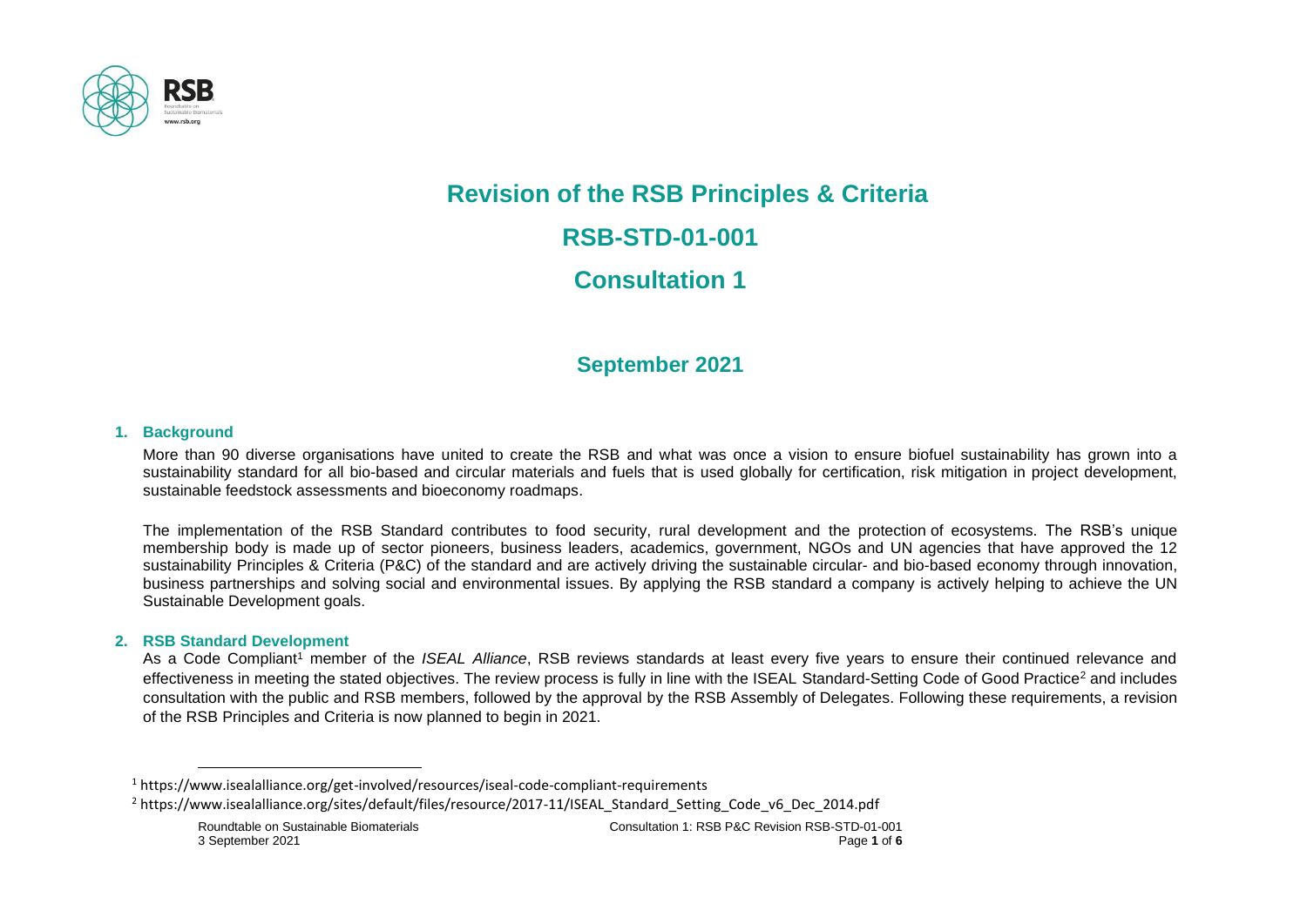# Revision of the RSB Principles & Criteria

# RSB-STD-01-001

# Consultation 1

## September 2021

### 1. Background

More than 90 diverse organisations have united to create the RSB and what was once a vision to ensure biofuel sustainability has grown into a sustainability standard for all bio-based and circular materials and fuels that is used globally for certification, risk mitigation in project development, sustainable feedstock assessments and bioeconomy roadmaps.

The implementation of the RSB Standard contributes to food security, rural development and the protection of ecosystems. The RSB's unique membership body is made up of sector pioneers, business leaders, academics, government, NGOs and UN agencies that have approved the 12 sustainability Principles & Criteria (P&C) of the standard and are actively driving the sustainable circular- and bio-based economy through innovation, business partnerships and solving social and environmental issues. By applying the RSB standard a company is actively helping to achieve the UN Sustainable Development goals.

### 2. RSB Standard Development

As a Code Compliant[1] member of the *ISEAL Alliance*, RSB reviews standards at least every five years to ensure their continued relevance and effectiveness in meeting the stated objectives. The review process is fully in line with the ISEAL Standard-Setting Code of Good Practice[2] and includes consultation with the public and RSB members, followed by the approval by the RSB Assembly of Delegates. Following these requirements, a revision of the RSB Principles and Criteria is now planned to begin in 2021.

[1] https://www.isealalliance.org/get-involved/resources/iseal-code-compliant-requirements

[2] https://www.isealalliance.org/sites/default/files/resource/2017-11/ISEAL_Standard_Setting_Code_v6_Dec_2014.pdf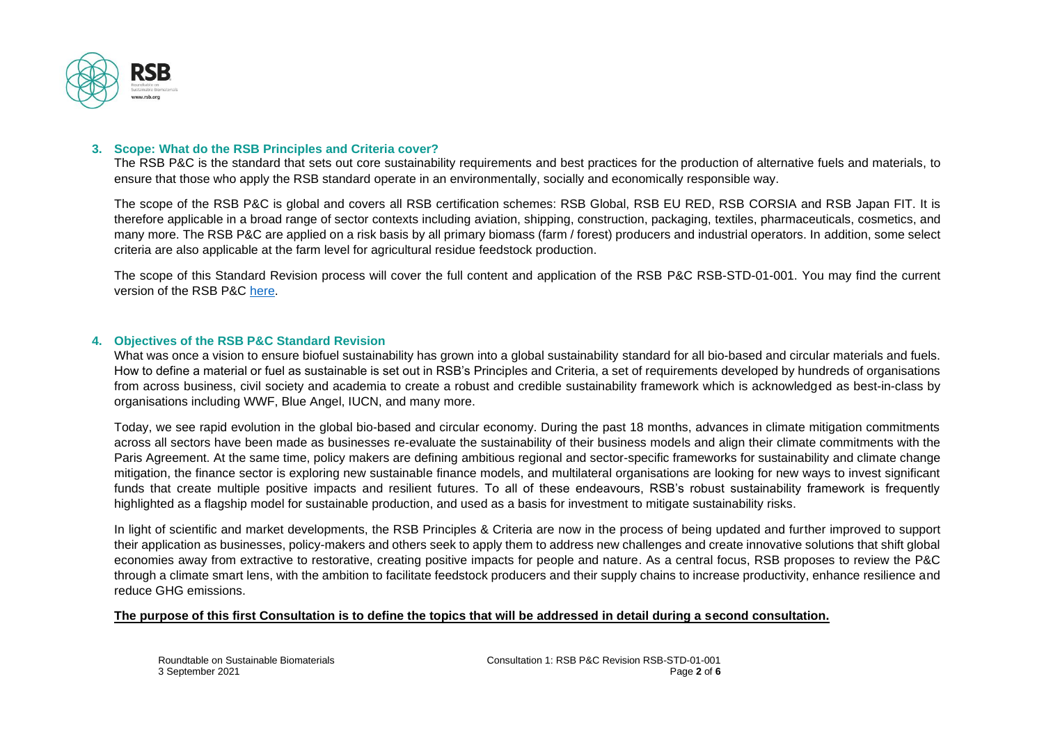## 3. Scope: What do the RSB Principles and Criteria cover?

The RSB P&C is the standard that sets out core sustainability requirements and best practices for the production of alternative fuels and materials, to ensure that those who apply the RSB standard operate in an environmentally, socially and economically responsible way.

The scope of the RSB P&C is global and covers all RSB certification schemes: RSB Global, RSB EU RED, RSB CORSIA and RSB Japan FIT. It is therefore applicable in a broad range of sector contexts including aviation, shipping, construction, packaging, textiles, pharmaceuticals, cosmetics, and many more. The RSB P&C are applied on a risk basis by all primary biomass (farm / forest) producers and industrial operators. In addition, some select criteria are also applicable at the farm level for agricultural residue feedstock production.

The scope of this Standard Revision process will cover the full content and application of the RSB P&C RSB-STD-01-001. You may find the current version of the RSB P&C here.

## 4. Objectives of the RSB P&C Standard Revision

What was once a vision to ensure biofuel sustainability has grown into a global sustainability standard for all bio-based and circular materials and fuels. How to define a material or fuel as sustainable is set out in RSB's Principles and Criteria, a set of requirements developed by hundreds of organisations from across business, civil society and academia to create a robust and credible sustainability framework which is acknowledged as best-in-class by organisations including WWF, Blue Angel, IUCN, and many more.

Today, we see rapid evolution in the global bio-based and circular economy. During the past 18 months, advances in climate mitigation commitments across all sectors have been made as businesses re-evaluate the sustainability of their business models and align their climate commitments with the Paris Agreement. At the same time, policy makers are defining ambitious regional and sector-specific frameworks for sustainability and climate change mitigation, the finance sector is exploring new sustainable finance models, and multilateral organisations are looking for new ways to invest significant funds that create multiple positive impacts and resilient futures. To all of these endeavours, RSB's robust sustainability framework is frequently highlighted as a flagship model for sustainable production, and used as a basis for investment to mitigate sustainability risks.

In light of scientific and market developments, the RSB Principles & Criteria are now in the process of being updated and further improved to support their application as businesses, policy-makers and others seek to apply them to address new challenges and create innovative solutions that shift global economies away from extractive to restorative, creating positive impacts for people and nature. As a central focus, RSB proposes to review the P&C through a climate smart lens, with the ambition to facilitate feedstock producers and their supply chains to increase productivity, enhance resilience and reduce GHG emissions.

**The purpose of this first Consultation is to define the topics that will be addressed in detail during a second consultation.**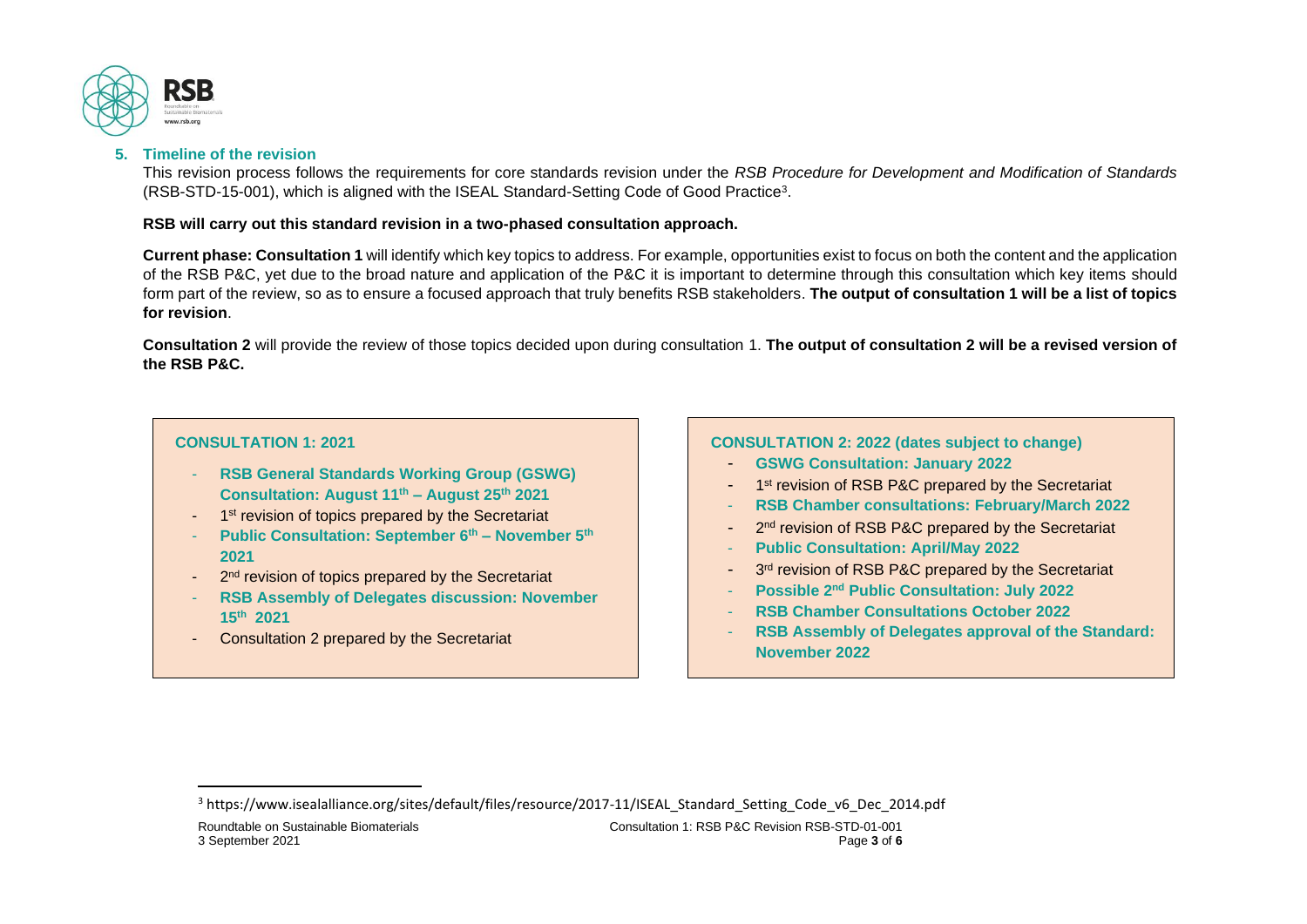## 5. Timeline of the revision

This revision process follows the requirements for core standards revision under the *RSB Procedure for Development and Modification of Standards* (RSB-STD-15-001), which is aligned with the ISEAL Standard-Setting Code of Good Practice[3].

**RSB will carry out this standard revision in a two-phased consultation approach.**

**Current phase: Consultation 1** will identify which key topics to address. For example, opportunities exist to focus on both the content and the application of the RSB P&C, yet due to the broad nature and application of the P&C it is important to determine through this consultation which key items should form part of the review, so as to ensure a focused approach that truly benefits RSB stakeholders. **The output of consultation 1 will be a list of topics for revision**.

**Consultation 2** will provide the review of those topics decided upon during consultation 1. **The output of consultation 2 will be a revised version of the RSB P&C.**

**CONSULTATION 1: 2021**

- **RSB General Standards Working Group (GSWG) Consultation: August 11th – August 25th 2021**
- 1st revision of topics prepared by the Secretariat
- **Public Consultation: September 6th – November 5th 2021**
- 2nd revision of topics prepared by the Secretariat
- **RSB Assembly of Delegates discussion: November 15th 2021**
- Consultation 2 prepared by the Secretariat

**CONSULTATION 2: 2022 (dates subject to change)**

- **GSWG Consultation: January 2022**
- 1st revision of RSB P&C prepared by the Secretariat
- **RSB Chamber consultations: February/March 2022**
- 2nd revision of RSB P&C prepared by the Secretariat
- **Public Consultation: April/May 2022**
- 3rd revision of RSB P&C prepared by the Secretariat
- **Possible 2nd Public Consultation: July 2022**
- **RSB Chamber Consultations October 2022**
- **RSB Assembly of Delegates approval of the Standard: November 2022**

[3] https://www.isealalliance.org/sites/default/files/resource/2017-11/ISEAL_Standard_Setting_Code_v6_Dec_2014.pdf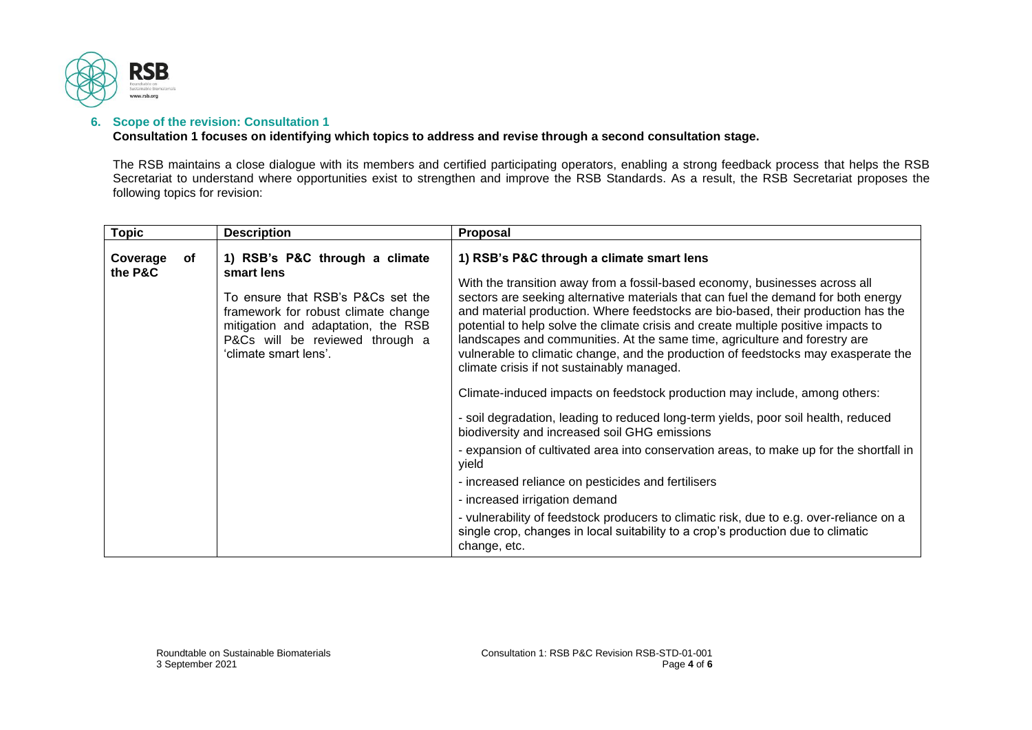## 6. Scope of the revision: Consultation 1

**Consultation 1 focuses on identifying which topics to address and revise through a second consultation stage.**

The RSB maintains a close dialogue with its members and certified participating operators, enabling a strong feedback process that helps the RSB Secretariat to understand where opportunities exist to strengthen and improve the RSB Standards. As a result, the RSB Secretariat proposes the following topics for revision:

| Topic | Description | Proposal |
|---|---|---|
| **Coverage of the P&C** | **1) RSB's P&C through a climate smart lens**<br><br>To ensure that RSB's P&Cs set the framework for robust climate change mitigation and adaptation, the RSB P&Cs will be reviewed through a 'climate smart lens'. | **1) RSB's P&C through a climate smart lens**<br><br>With the transition away from a fossil-based economy, businesses across all sectors are seeking alternative materials that can fuel the demand for both energy and material production. Where feedstocks are bio-based, their production has the potential to help solve the climate crisis and create multiple positive impacts to landscapes and communities. At the same time, agriculture and forestry are vulnerable to climatic change, and the production of feedstocks may exasperate the climate crisis if not sustainably managed.<br><br>Climate-induced impacts on feedstock production may include, among others:<br><br>- soil degradation, leading to reduced long-term yields, poor soil health, reduced biodiversity and increased soil GHG emissions<br>- expansion of cultivated area into conservation areas, to make up for the shortfall in yield<br>- increased reliance on pesticides and fertilisers<br>- increased irrigation demand<br>- vulnerability of feedstock producers to climatic risk, due to e.g. over-reliance on a single crop, changes in local suitability to a crop's production due to climatic change, etc. |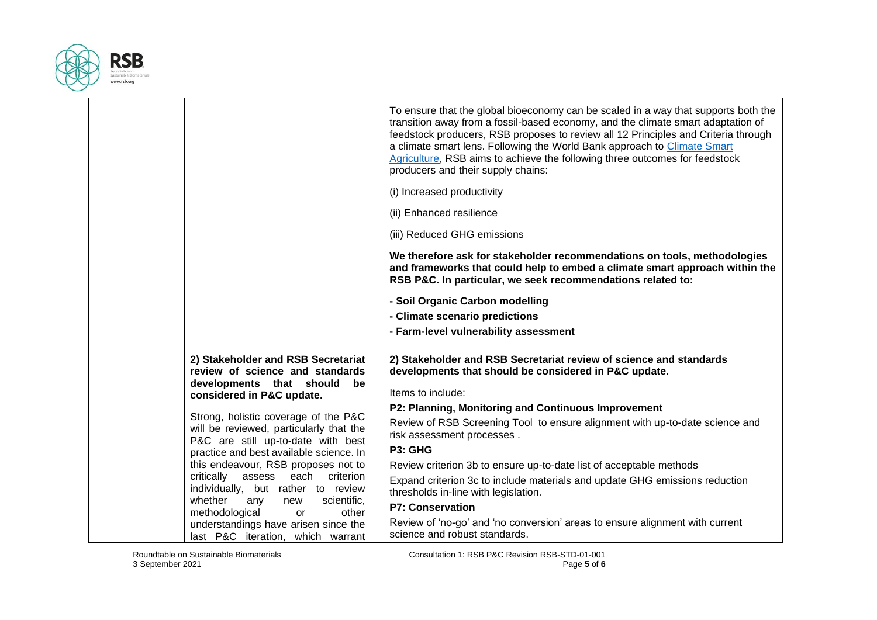| | | |
|---|---|---|
| | | To ensure that the global bioeconomy can be scaled in a way that supports both the transition away from a fossil-based economy, and the climate smart adaptation of feedstock producers, RSB proposes to review all 12 Principles and Criteria through a climate smart lens. Following the World Bank approach to Climate Smart Agriculture, RSB aims to achieve the following three outcomes for feedstock producers and their supply chains:<br><br>(i) Increased productivity<br><br>(ii) Enhanced resilience<br><br>(iii) Reduced GHG emissions<br><br>**We therefore ask for stakeholder recommendations on tools, methodologies and frameworks that could help to embed a climate smart approach within the RSB P&C. In particular, we seek recommendations related to:**<br><br>**- Soil Organic Carbon modelling**<br>**- Climate scenario predictions**<br>**- Farm-level vulnerability assessment** |
| | **2) Stakeholder and RSB Secretariat review of science and standards developments that should be considered in P&C update.**<br><br>Strong, holistic coverage of the P&C will be reviewed, particularly that the P&C are still up-to-date with best practice and best available science. In this endeavour, RSB proposes not to critically assess each criterion individually, but rather to review whether any new scientific, methodological or other understandings have arisen since the last P&C iteration, which warrant | **2) Stakeholder and RSB Secretariat review of science and standards developments that should be considered in P&C update.**<br><br>Items to include:<br><br>**P2: Planning, Monitoring and Continuous Improvement**<br>Review of RSB Screening Tool to ensure alignment with up-to-date science and risk assessment processes .<br><br>**P3: GHG**<br>Review criterion 3b to ensure up-to-date list of acceptable methods<br><br>Expand criterion 3c to include materials and update GHG emissions reduction thresholds in-line with legislation.<br><br>**P7: Conservation**<br>Review of 'no-go' and 'no conversion' areas to ensure alignment with current science and robust standards. |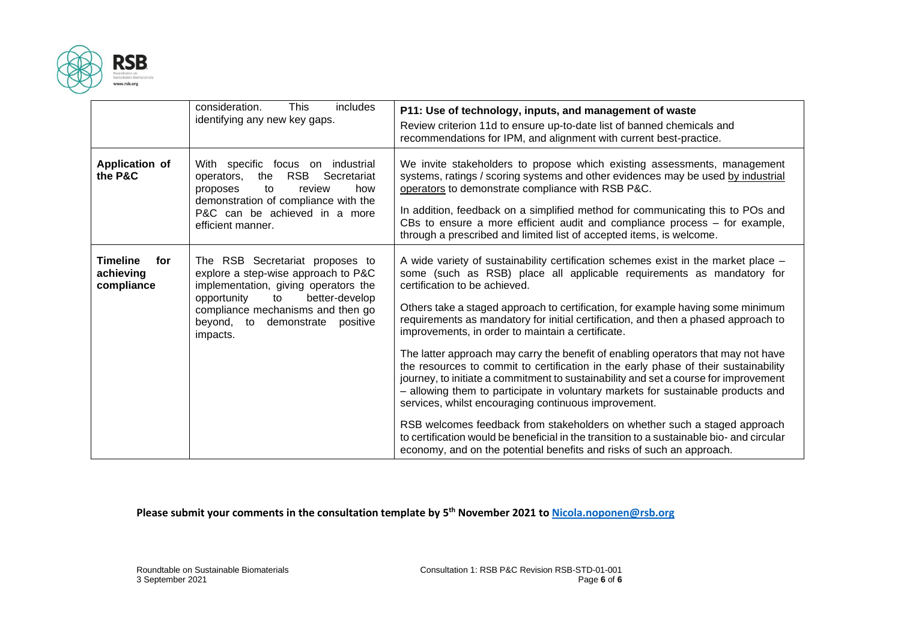| | | |
|---|---|---|
| | consideration. This includes identifying any new key gaps. | **P11: Use of technology, inputs, and management of waste**<br>Review criterion 11d to ensure up-to-date list of banned chemicals and recommendations for IPM, and alignment with current best-practice. |
| **Application of the P&C** | With specific focus on industrial operators, the RSB Secretariat proposes to review how demonstration of compliance with the P&C can be achieved in a more efficient manner. | We invite stakeholders to propose which existing assessments, management systems, ratings / scoring systems and other evidences may be used by industrial operators to demonstrate compliance with RSB P&C.<br><br>In addition, feedback on a simplified method for communicating this to POs and CBs to ensure a more efficient audit and compliance process – for example, through a prescribed and limited list of accepted items, is welcome. |
| **Timeline for achieving compliance** | The RSB Secretariat proposes to explore a step-wise approach to P&C implementation, giving operators the opportunity to better-develop compliance mechanisms and then go beyond, to demonstrate positive impacts. | A wide variety of sustainability certification schemes exist in the market place – some (such as RSB) place all applicable requirements as mandatory for certification to be achieved.<br><br>Others take a staged approach to certification, for example having some minimum requirements as mandatory for initial certification, and then a phased approach to improvements, in order to maintain a certificate.<br><br>The latter approach may carry the benefit of enabling operators that may not have the resources to commit to certification in the early phase of their sustainability journey, to initiate a commitment to sustainability and set a course for improvement – allowing them to participate in voluntary markets for sustainable products and services, whilst encouraging continuous improvement.<br><br>RSB welcomes feedback from stakeholders on whether such a staged approach to certification would be beneficial in the transition to a sustainable bio- and circular economy, and on the potential benefits and risks of such an approach. |

**Please submit your comments in the consultation template by 5th November 2021 to Nicola.noponen@rsb.org**